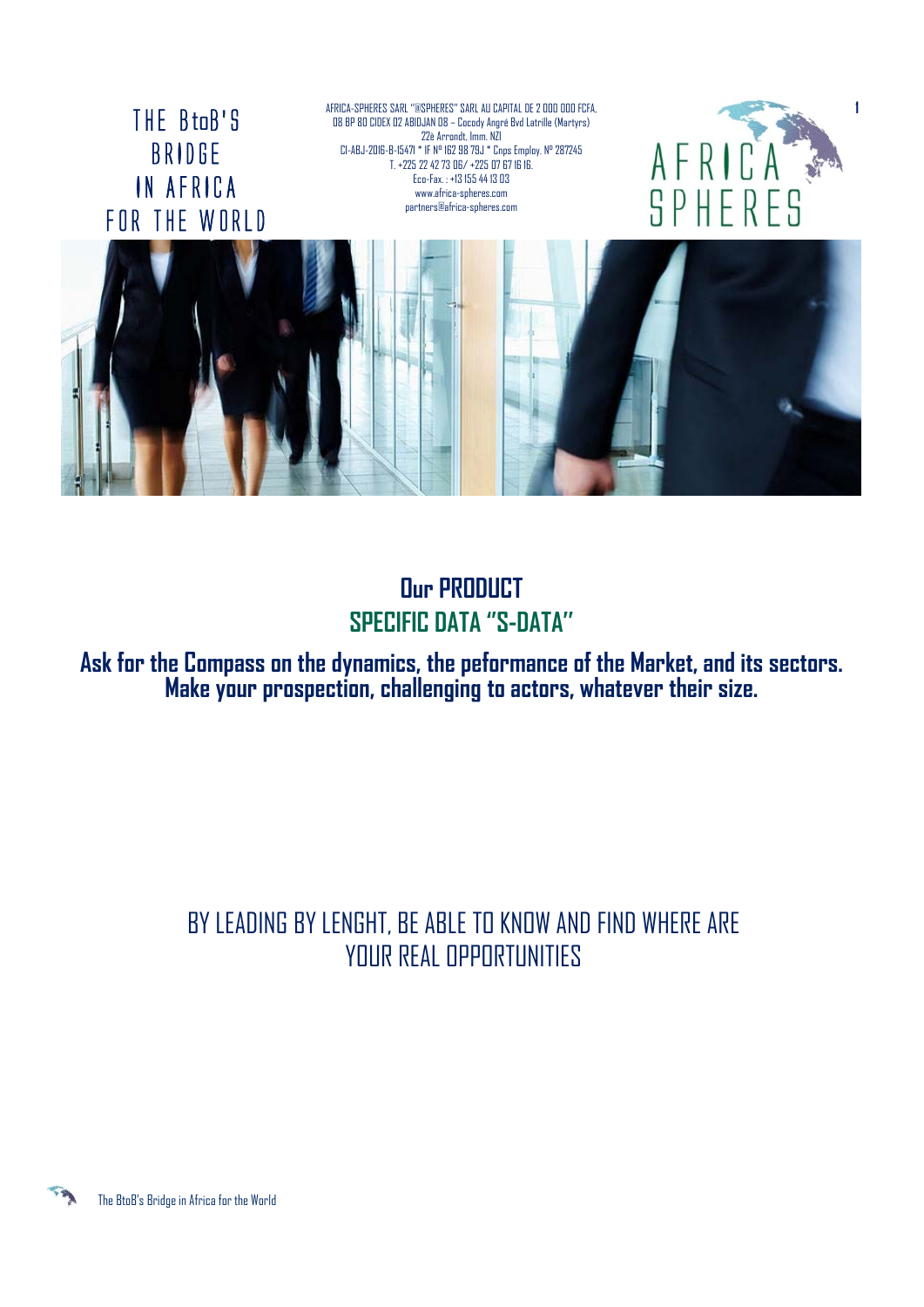THE BtoB'S BRIDGE IN AFRICA FOR THE WORLD

AFRICA-SPHERES SARL "@SPHERES" SARL AU CAPITAL DE 2 000 000 FCFA.
08 BP 80 CIDEX 02 ABIDJAN 08 – Cocody Angré Bvd Latrille (Martyrs)
22è Arrondt. Imm. NZI
CI-ABJ-2016-B-15471 * IF Nº 162 98 79J * Cnps Employ. Nº 287245
T. +225 22 42 73 06/ +225 07 67 16 16.
Eco-Fax. : +13 155 44 13 03
www.africa-spheres.com
partners@africa-spheres.com

AFRICA SPHERES

## Our PRODUCT

## SPECIFIC DATA "S-DATA"

**Ask for the Compass on the dynamics, the peformance of the Market, and its sectors.**
**Make your prospection, challenging to actors, whatever their size.**

BY LEADING BY LENGHT, BE ABLE TO KNOW AND FIND WHERE ARE YOUR REAL OPPORTUNITIES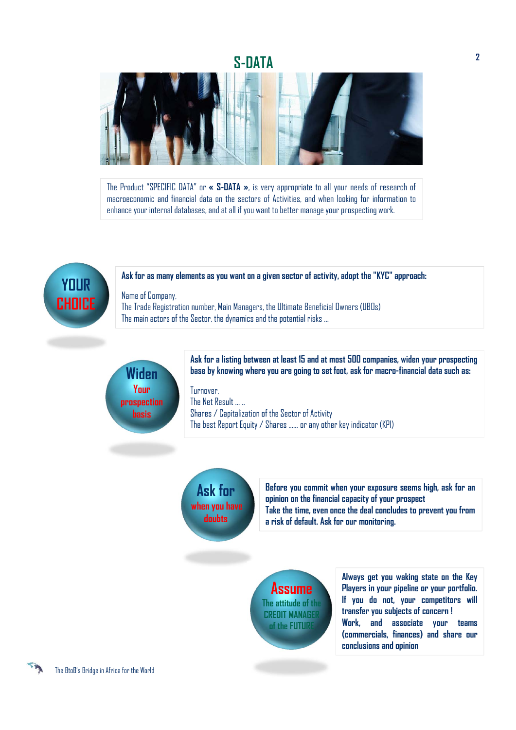# S-DATA

The Product "SPECIFIC DATA" or **« S-DATA »**, is very appropriate to all your needs of research of macroeconomic and financial data on the sectors of Activities, and when looking for information to enhance your internal databases, and at all if you want to better manage your prospecting work.

## YOUR CHOICE

**Ask for as many elements as you want on a given sector of activity, adopt the "KYC" approach:**

Name of Company,
The Trade Registration number, Main Managers, the Ultimate Beneficial Owners (UBOs)
The main actors of the Sector, the dynamics and the potential risks …

## Widen Your prospection basis

**Ask for a listing between at least 15 and at most 500 companies, widen your prospecting base by knowing where you are going to set foot, ask for macro-financial data such as:**

Turnover,
The Net Result … ..
Shares / Capitalization of the Sector of Activity
The best Report Equity / Shares …… or any other key indicator (KPI)

## Ask for when you have doubts

**Before you commit when your exposure seems high, ask for an opinion on the financial capacity of your prospect**
**Take the time, even once the deal concludes to prevent you from a risk of default. Ask for our monitoring.**

## Assume The attitude of the CREDIT MANAGER of the FUTURE

**Always get you waking state on the Key Players in your pipeline or your portfolio.**
**If you do not, your competitors will transfer you subjects of concern !**
**Work, and associate your teams (commercials, finances) and share our conclusions and opinion**

The BtoB's Bridge in Africa for the World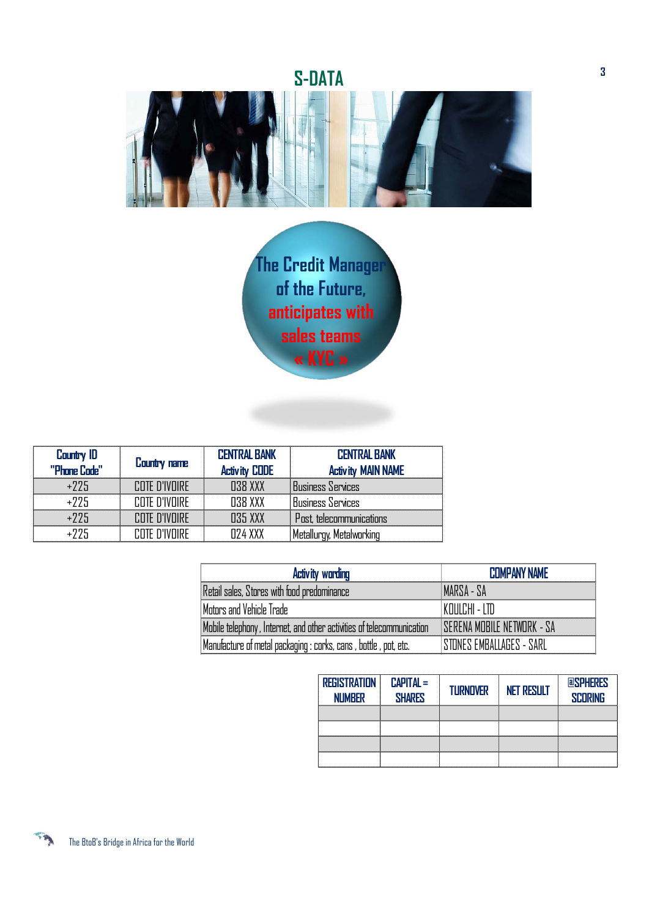# S-DATA

The Credit Manager of the Future, anticipates with sales teams « KYC »

| Country ID "Phone Code" | Country name | CENTRAL BANK Activity CODE | CENTRAL BANK Activity MAIN NAME |
|---|---|---|---|
| +225 | COTE D'IVOIRE | 038 XXX | Business Services |
| +225 | COTE D'IVOIRE | 038 XXX | Business Services |
| +225 | COTE D'IVOIRE | 035 XXX | Post, telecommunications |
| +225 | COTE D'IVOIRE | 024 XXX | Metallurgy, Metalworking |

| Activity wording | COMPANY NAME |
|---|---|
| Retail sales, Stores with food predominance | MARSA - SA |
| Motors and Vehicle Trade | KOULCHI - LTD |
| Mobile telephony , Internet, and other activities of telecommunication | SERENA MOBILE NETWORK - SA |
| Manufacture of metal packaging : corks, cans , bottle , pot, etc. | STONES EMBALLAGES - SARL |

| REGISTRATION NUMBER | CAPITAL = SHARES | TURNOVER | NET RESULT | @SPHERES SCORING |
|---|---|---|---|---|
| | | | | |
| | | | | |
| | | | | |
| | | | | |

The BtoB's Bridge in Africa for the World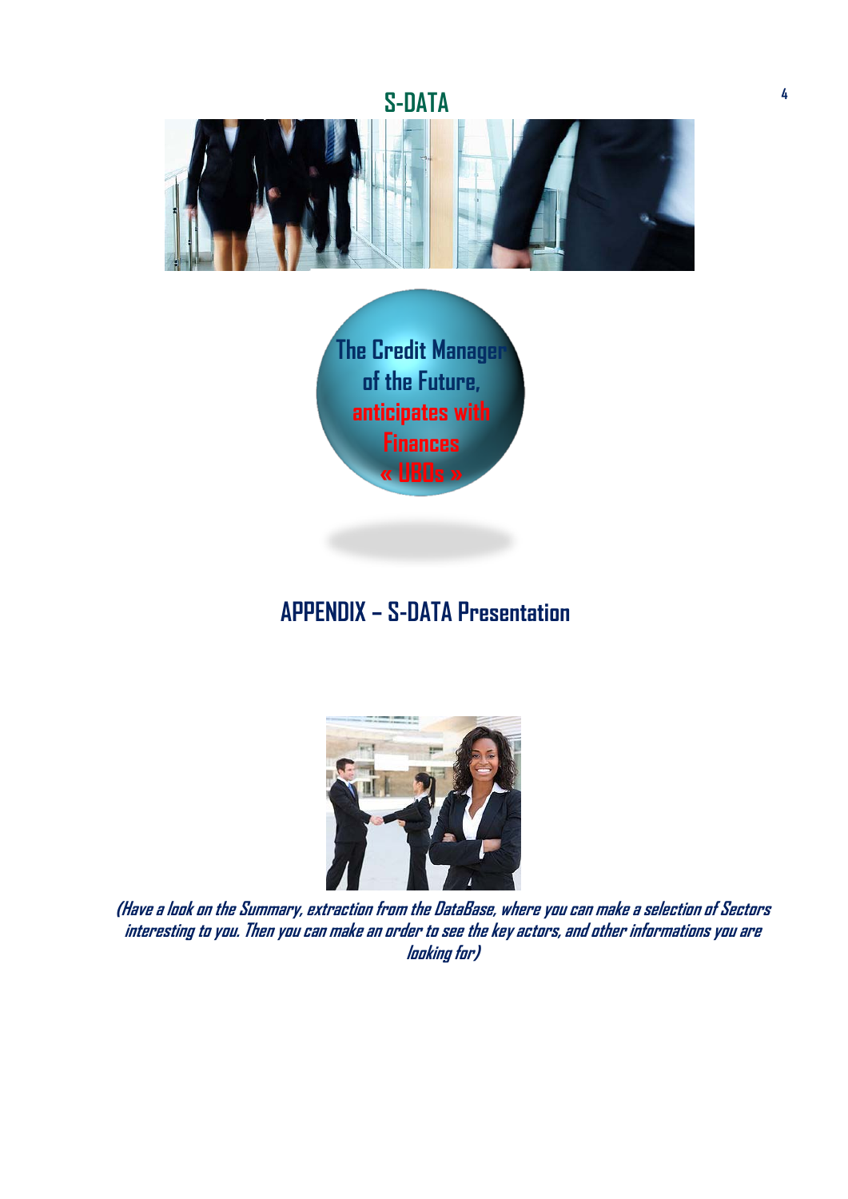# S-DATA

The Credit Manager of the Future, anticipates with Finances « UBOs »

## APPENDIX – S-DATA Presentation

*(Have a look on the Summary, extraction from the DataBase, where you can make a selection of Sectors interesting to you. Then you can make an order to see the key actors, and other informations you are looking for)*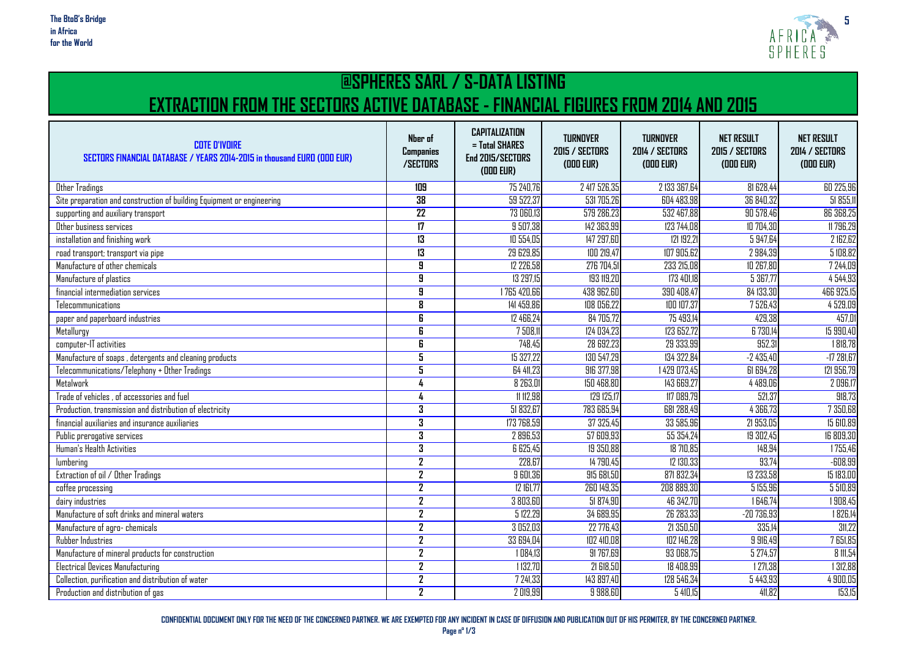# @SPHERES SARL / S-DATA LISTING

## EXTRACTION FROM THE SECTORS ACTIVE DATABASE - FINANCIAL FIGURES FROM 2014 AND 2015

| COTE D'IVOIRE<br>SECTORS FINANCIAL DATABASE / YEARS 2014-2015 in thousand EURO (000 EUR) | Nber of Companies /SECTORS | CAPITALIZATION = Total SHARES End 2015/SECTORS (000 EUR) | TURNOVER 2015 / SECTORS (000 EUR) | TURNOVER 2014 / SECTORS (000 EUR) | NET RESULT 2015 / SECTORS (000 EUR) | NET RESULT 2014 / SECTORS (000 EUR) |
|---|---|---|---|---|---|---|
| Other Tradings | 109 | 75 240,76 | 2 417 526,35 | 2 133 367,64 | 81 628,44 | 60 225,96 |
| Site preparation and construction of building Equipment or engineering | 38 | 59 522,37 | 531 705,26 | 604 483,98 | 36 840,32 | 51 855,11 |
| supporting and auxiliary transport | 22 | 73 060,13 | 579 286,23 | 532 467,88 | 90 578,46 | 86 368,25 |
| Other business services | 17 | 9 507,38 | 142 363,99 | 123 744,08 | 10 704,30 | 11 796,29 |
| installation and finishing work | 13 | 10 554,05 | 147 297,60 | 121 192,21 | 5 947,64 | 2 162,62 |
| road transport; transport via pipe | 13 | 29 629,85 | 100 219,47 | 107 905,62 | 2 984,39 | 5 108,82 |
| Manufacture of other chemicals | 9 | 12 226,58 | 276 704,51 | 233 215,08 | 10 267,80 | 7 244,09 |
| Manufacture of plastics | 9 | 13 297,15 | 193 119,20 | 173 401,18 | 5 367,77 | 4 544,93 |
| financial intermediation services | 9 | 1 765 420,66 | 438 962,60 | 390 408,47 | 84 133,30 | 466 925,15 |
| Telecommunications | 8 | 141 459,86 | 108 056,22 | 100 107,37 | 7 526,43 | 4 529,09 |
| paper and paperboard industries | 6 | 12 466,24 | 84 705,72 | 75 493,14 | 429,38 | 457,01 |
| Metallurgy | 6 | 7 508,11 | 124 034,23 | 123 652,72 | 6 730,14 | 15 990,40 |
| computer-IT activities | 6 | 748,45 | 28 692,23 | 29 333,99 | 952,31 | 1 818,78 |
| Manufacture of soaps , detergents and cleaning products | 5 | 15 327,22 | 130 547,29 | 134 322,84 | -2 435,40 | -17 281,67 |
| Telecommunications/Telephony + Other Tradings | 5 | 64 411,23 | 916 377,98 | 1 429 073,45 | 61 694,28 | 121 956,79 |
| Metalwork | 4 | 8 263,01 | 150 468,80 | 143 669,27 | 4 489,06 | 2 096,17 |
| Trade of vehicles , of accessories and fuel | 4 | 11 112,98 | 129 125,17 | 117 089,79 | 521,37 | 918,73 |
| Production, transmission and distribution of electricity | 3 | 51 832,67 | 783 685,94 | 681 288,49 | 4 366,73 | 7 350,68 |
| financial auxiliaries and insurance auxiliaries | 3 | 173 768,59 | 37 325,45 | 33 585,96 | 21 953,05 | 15 610,89 |
| Public prerogative services | 3 | 2 896,53 | 57 609,93 | 55 354,24 | 19 302,45 | 16 809,30 |
| Human's Health Activities | 3 | 6 625,45 | 19 350,88 | 18 710,85 | 148,94 | 1 755,46 |
| lumbering | 2 | 228,67 | 14 790,45 | 12 130,33 | 93,74 | -608,99 |
| Extraction of oil / Other Tradings | 2 | 9 601,36 | 915 681,50 | 871 832,34 | 13 233,58 | 15 183,00 |
| coffee processing | 2 | 12 161,77 | 260 149,35 | 208 889,30 | 5 155,96 | 5 510,89 |
| dairy industries | 2 | 3 803,60 | 51 874,90 | 46 342,70 | 1 646,74 | 1 908,45 |
| Manufacture of soft drinks and mineral waters | 2 | 5 122,29 | 34 689,95 | 26 283,33 | -20 736,93 | 1 826,14 |
| Manufacture of agro- chemicals | 2 | 3 052,03 | 22 776,43 | 21 350,50 | 335,14 | 311,22 |
| Rubber Industries | 2 | 33 694,04 | 102 410,08 | 102 146,28 | 9 916,49 | 7 651,85 |
| Manufacture of mineral products for construction | 2 | 1 084,13 | 91 767,69 | 93 068,75 | 5 274,57 | 8 111,54 |
| Electrical Devices Manufacturing | 2 | 1 132,70 | 21 618,50 | 18 408,99 | 1 271,38 | 1 312,88 |
| Collection, purification and distribution of water | 2 | 7 241,33 | 143 897,40 | 128 546,34 | 5 443,93 | 4 900,05 |
| Production and distribution of gas | 2 | 2 019,99 | 9 988,60 | 5 410,15 | 411,82 | 153,15 |

CONFIDENTIAL DOCUMENT ONLY FOR THE NEED OF THE CONCERNED PARTNER. WE ARE EXEMPTED FOR ANY INCIDENT IN CASE OF DIFFUSION AND PUBLICATION OUT OF HIS PERMITER, BY THE CONCERNED PARTNER.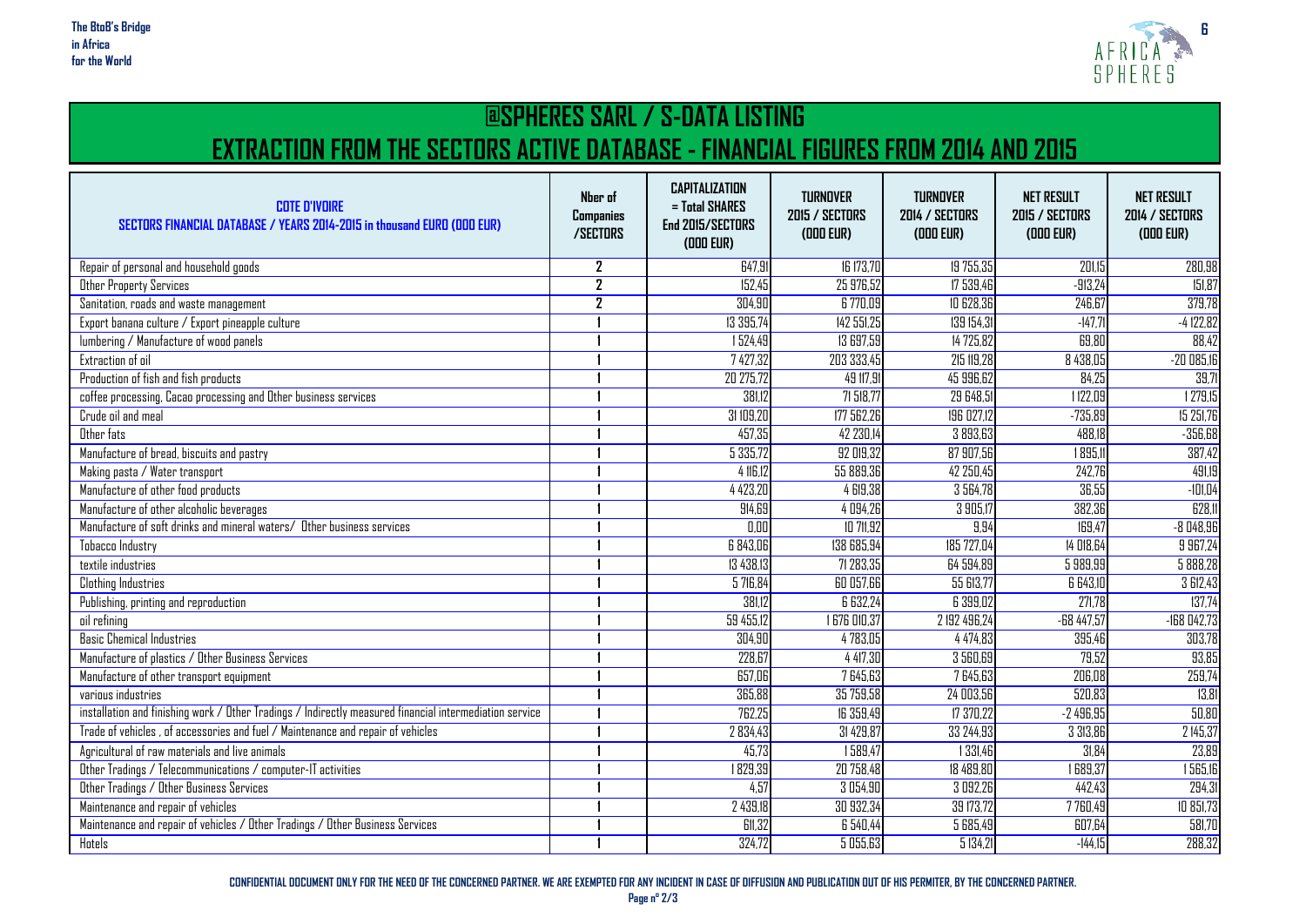## @SPHERES SARL / S-DATA LISTING

## EXTRACTION FROM THE SECTORS ACTIVE DATABASE - FINANCIAL FIGURES FROM 2014 AND 2015

| COTE D'IVOIRE SECTORS FINANCIAL DATABASE / YEARS 2014-2015 in thousand EURO (000 EUR) | Nber of Companies /SECTORS | CAPITALIZATION = Total SHARES End 2015/SECTORS (000 EUR) | TURNOVER 2015 / SECTORS (000 EUR) | TURNOVER 2014 / SECTORS (000 EUR) | NET RESULT 2015 / SECTORS (000 EUR) | NET RESULT 2014 / SECTORS (000 EUR) |
|---|---|---|---|---|---|---|
| Repair of personal and household goods | 2 | 647,91 | 16 173,70 | 19 755,35 | 201,15 | 280,98 |
| Other Property Services | 2 | 152,45 | 25 976,52 | 17 539,46 | -913,24 | 151,87 |
| Sanitation, roads and waste management | 2 | 304,90 | 6 770,09 | 10 628,36 | 246,67 | 379,78 |
| Export banana culture / Export pineapple culture | 1 | 13 395,74 | 142 551,25 | 139 154,31 | -147,71 | -4 122,82 |
| lumbering / Manufacture of wood panels | 1 | 1 524,49 | 13 697,59 | 14 725,82 | 69,80 | 88,42 |
| Extraction of oil | 1 | 7 427,32 | 203 333,45 | 215 119,28 | 8 438,05 | -20 085,16 |
| Production of fish and fish products | 1 | 20 275,72 | 49 117,91 | 45 996,62 | 84,25 | 39,71 |
| coffee processing, Cacao processing and Other business services | 1 | 381,12 | 71 518,77 | 29 648,51 | 1 122,09 | 1 279,15 |
| Crude oil and meal | 1 | 31 109,20 | 177 562,26 | 196 027,12 | -735,89 | 15 251,76 |
| Other fats | 1 | 457,35 | 42 230,14 | 3 893,63 | 488,18 | -356,68 |
| Manufacture of bread, biscuits and pastry | 1 | 5 335,72 | 92 019,32 | 87 907,56 | 1 895,11 | 387,42 |
| Making pasta / Water transport | 1 | 4 116,12 | 55 889,36 | 42 250,45 | 242,76 | 491,19 |
| Manufacture of other food products | 1 | 4 423,20 | 4 619,38 | 3 564,78 | 36,55 | -101,04 |
| Manufacture of other alcoholic beverages | 1 | 914,69 | 4 094,26 | 3 905,17 | 382,36 | 628,11 |
| Manufacture of soft drinks and mineral waters/ Other business services | 1 | 0,00 | 10 711,92 | 9,94 | 169,47 | -8 048,96 |
| Tobacco Industry | 1 | 6 843,06 | 138 685,94 | 185 727,04 | 14 018,64 | 9 967,24 |
| textile industries | 1 | 13 438,13 | 71 283,35 | 64 594,89 | 5 989,99 | 5 888,28 |
| Clothing Industries | 1 | 5 716,84 | 60 057,66 | 55 613,77 | 6 643,10 | 3 612,43 |
| Publishing, printing and reproduction | 1 | 381,12 | 6 632,24 | 6 399,02 | 271,78 | 137,74 |
| oil refining | 1 | 59 455,12 | 1 676 010,37 | 2 192 496,24 | -68 447,57 | -168 042,73 |
| Basic Chemical Industries | 1 | 304,90 | 4 783,05 | 4 474,83 | 395,46 | 303,78 |
| Manufacture of plastics / Other Business Services | 1 | 228,67 | 4 417,30 | 3 560,69 | 79,52 | 93,85 |
| Manufacture of other transport equipment | 1 | 657,06 | 7 645,63 | 7 645,63 | 206,08 | 259,74 |
| various industries | 1 | 365,88 | 35 759,58 | 24 003,56 | 520,83 | 13,81 |
| installation and finishing work / Other Tradings / Indirectly measured financial intermediation service | 1 | 762,25 | 16 359,49 | 17 370,22 | -2 496,95 | 50,80 |
| Trade of vehicles , of accessories and fuel / Maintenance and repair of vehicles | 1 | 2 834,43 | 31 429,87 | 33 244,93 | 3 313,86 | 2 145,37 |
| Agricultural of raw materials and live animals | 1 | 45,73 | 1 589,47 | 1 331,46 | 31,84 | 23,89 |
| Other Tradings / Telecommunications / computer-IT activities | 1 | 1 829,39 | 20 758,48 | 18 489,80 | 1 689,37 | 1 565,16 |
| Other Tradings / Other Business Services | 1 | 4,57 | 3 054,90 | 3 092,26 | 442,43 | 294,31 |
| Maintenance and repair of vehicles | 1 | 2 439,18 | 30 932,34 | 39 173,72 | 7 760,49 | 10 851,73 |
| Maintenance and repair of vehicles / Other Tradings / Other Business Services | 1 | 611,32 | 6 540,44 | 5 685,49 | 607,64 | 581,70 |
| Hotels | 1 | 324,72 | 5 055,63 | 5 134,21 | -144,15 | 288,32 |

CONFIDENTIAL DOCUMENT ONLY FOR THE NEED OF THE CONCERNED PARTNER. WE ARE EXEMPTED FOR ANY INCIDENT IN CASE OF DIFFUSION AND PUBLICATION OUT OF HIS PERMITER, BY THE CONCERNED PARTNER.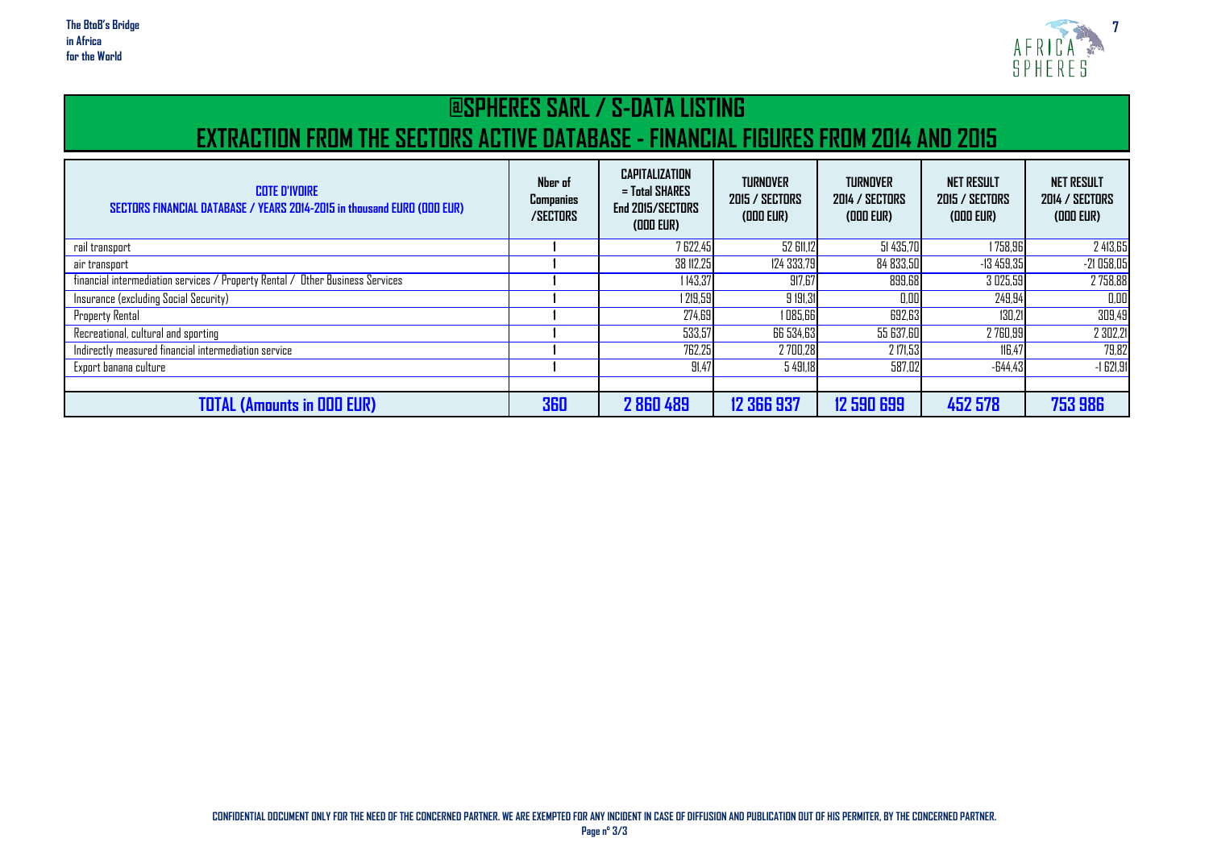# @SPHERES SARL / S-DATA LISTING

## EXTRACTION FROM THE SECTORS ACTIVE DATABASE - FINANCIAL FIGURES FROM 2014 AND 2015

| COTE D'IVOIRE<br>SECTORS FINANCIAL DATABASE / YEARS 2014-2015 in thousand EURO (000 EUR) | Nber of Companies /SECTORS | CAPITALIZATION = Total SHARES End 2015/SECTORS (000 EUR) | TURNOVER 2015 / SECTORS (000 EUR) | TURNOVER 2014 / SECTORS (000 EUR) | NET RESULT 2015 / SECTORS (000 EUR) | NET RESULT 2014 / SECTORS (000 EUR) |
|---|---|---|---|---|---|---|
| rail transport | 1 | 7 622,45 | 52 611,12 | 51 435,70 | 1 758,96 | 2 413,65 |
| air transport | 1 | 38 112,25 | 124 333,79 | 84 833,50 | -13 459,35 | -21 058,05 |
| financial intermediation services / Property Rental / Other Business Services | 1 | 1 143,37 | 917,67 | 899,68 | 3 025,59 | 2 758,88 |
| Insurance (excluding Social Security) | 1 | 1 219,59 | 9 191,31 | 0,00 | 249,94 | 0,00 |
| Property Rental | 1 | 274,69 | 1 085,66 | 692,63 | 130,21 | 309,49 |
| Recreational, cultural and sporting | 1 | 533,57 | 66 534,63 | 55 637,60 | 2 760,99 | 2 302,21 |
| Indirectly measured financial intermediation service | 1 | 762,25 | 2 700,28 | 2 171,53 | 116,47 | 79,82 |
| Export banana culture | 1 | 91,47 | 5 491,18 | 587,02 | -644,43 | -1 621,91 |
| | | | | | | |
| **TOTAL (Amounts in 000 EUR)** | **360** | **2 860 489** | **12 366 937** | **12 590 699** | **452 578** | **753 986** |

CONFIDENTIAL DOCUMENT ONLY FOR THE NEED OF THE CONCERNED PARTNER. WE ARE EXEMPTED FOR ANY INCIDENT IN CASE OF DIFFUSION AND PUBLICATION OUT OF HIS PERMITER, BY THE CONCERNED PARTNER.